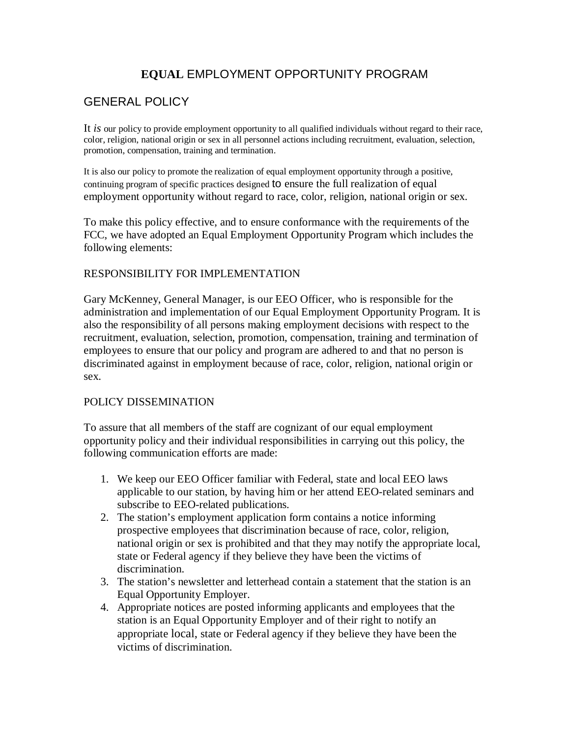# EQUAL EMPLOYMENT OPPORTUNITY PROGRAM

## GENERAL POLICY

It *is* our policy to provide employment opportunity to all qualified individuals without regard to their race, color, religion, national origin or sex in all personnel actions including recruitment, evaluation, selection, promotion, compensation, training and termination.

It is also our policy to promote the realization of equal employment opportunity through a positive, continuing program of specific practices designed to ensure the full realization of equal employment opportunity without regard to race, color, religion, national origin or sex.

To make this policy effective, and to ensure conformance with the requirements of the FCC, we have adopted an Equal Employment Opportunity Program which includes the following elements:

### RESPONSIBILITY FOR IMPLEMENTATION

Gary McKenney, General Manager, is our EEO Officer, who is responsible for the administration and implementation of our Equal Employment Opportunity Program. It is also the responsibility of all persons making employment decisions with respect to the recruitment, evaluation, selection, promotion, compensation, training and termination of employees to ensure that our policy and program are adhered to and that no person is discriminated against in employment because of race, color, religion, national origin or sex.

### POLICY DISSEMINATION

To assure that all members of the staff are cognizant of our equal employment opportunity policy and their individual responsibilities in carrying out this policy, the following communication efforts are made:

1. We keep our EEO Officer familiar with Federal, state and local EEO laws applicable to our station, by having him or her attend EEO-related seminars and subscribe to EEO-related publications.
2. The station's employment application form contains a notice informing prospective employees that discrimination because of race, color, religion, national origin or sex is prohibited and that they may notify the appropriate local, state or Federal agency if they believe they have been the victims of discrimination.
3. The station's newsletter and letterhead contain a statement that the station is an Equal Opportunity Employer.
4. Appropriate notices are posted informing applicants and employees that the station is an Equal Opportunity Employer and of their right to notify an appropriate local, state or Federal agency if they believe they have been the victims of discrimination.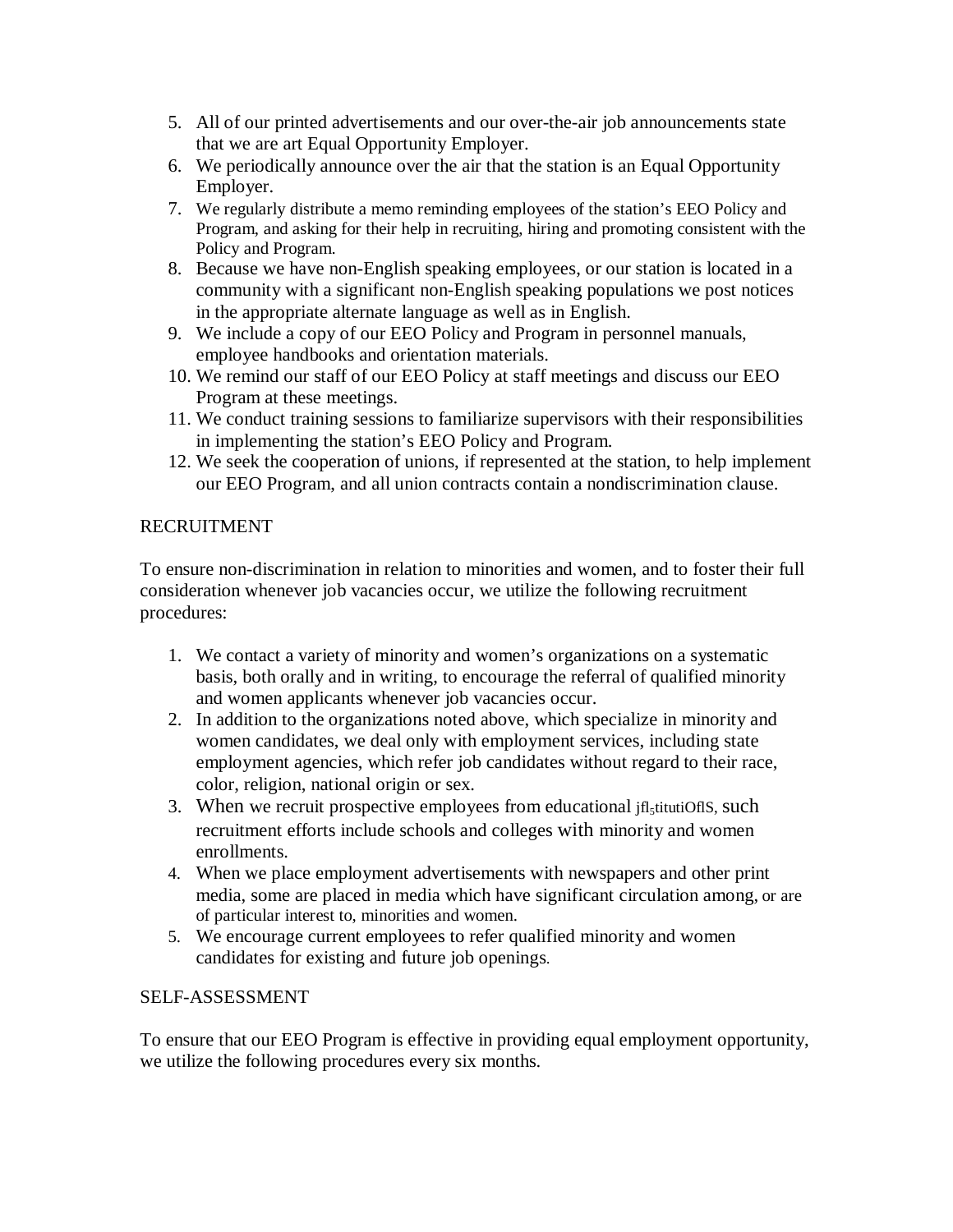5. All of our printed advertisements and our over-the-air job announcements state that we are art Equal Opportunity Employer.
6. We periodically announce over the air that the station is an Equal Opportunity Employer.
7. We regularly distribute a memo reminding employees of the station's EEO Policy and Program, and asking for their help in recruiting, hiring and promoting consistent with the Policy and Program.
8. Because we have non-English speaking employees, or our station is located in a community with a significant non-English speaking populations we post notices in the appropriate alternate language as well as in English.
9. We include a copy of our EEO Policy and Program in personnel manuals, employee handbooks and orientation materials.
10. We remind our staff of our EEO Policy at staff meetings and discuss our EEO Program at these meetings.
11. We conduct training sessions to familiarize supervisors with their responsibilities in implementing the station's EEO Policy and Program.
12. We seek the cooperation of unions, if represented at the station, to help implement our EEO Program, and all union contracts contain a nondiscrimination clause.

RECRUITMENT

To ensure non-discrimination in relation to minorities and women, and to foster their full consideration whenever job vacancies occur, we utilize the following recruitment procedures:

1. We contact a variety of minority and women's organizations on a systematic basis, both orally and in writing, to encourage the referral of qualified minority and women applicants whenever job vacancies occur.
2. In addition to the organizations noted above, which specialize in minority and women candidates, we deal only with employment services, including state employment agencies, which refer job candidates without regard to their race, color, religion, national origin or sex.
3. When we recruit prospective employees from educational jfl5titutiOflS, such recruitment efforts include schools and colleges with minority and women enrollments.
4. When we place employment advertisements with newspapers and other print media, some are placed in media which have significant circulation among, or are of particular interest to, minorities and women.
5. We encourage current employees to refer qualified minority and women candidates for existing and future job openings.

SELF-ASSESSMENT

To ensure that our EEO Program is effective in providing equal employment opportunity, we utilize the following procedures every six months.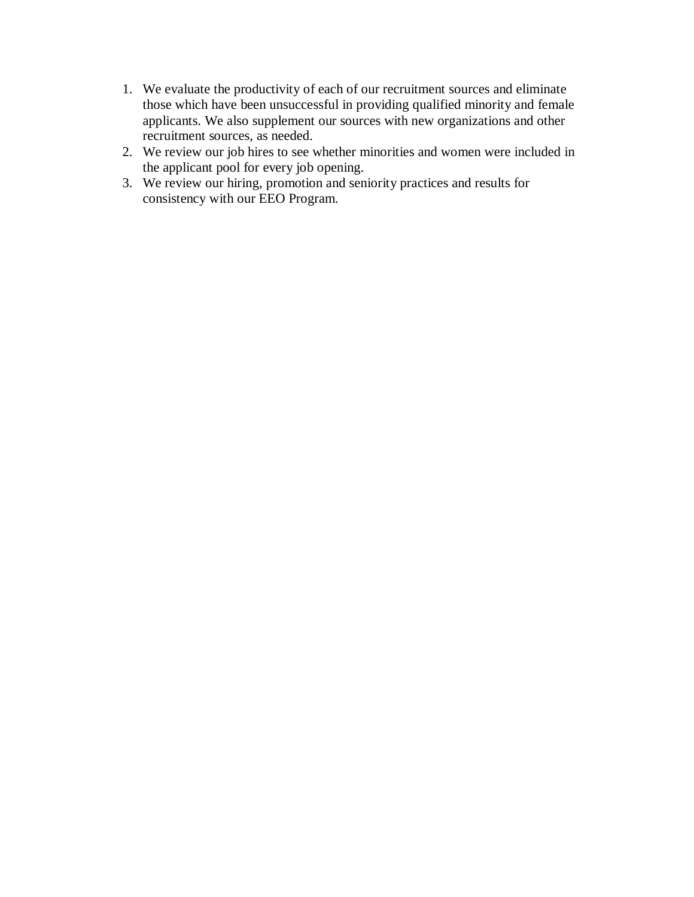1. We evaluate the productivity of each of our recruitment sources and eliminate those which have been unsuccessful in providing qualified minority and female applicants. We also supplement our sources with new organizations and other recruitment sources, as needed.
2. We review our job hires to see whether minorities and women were included in the applicant pool for every job opening.
3. We review our hiring, promotion and seniority practices and results for consistency with our EEO Program.